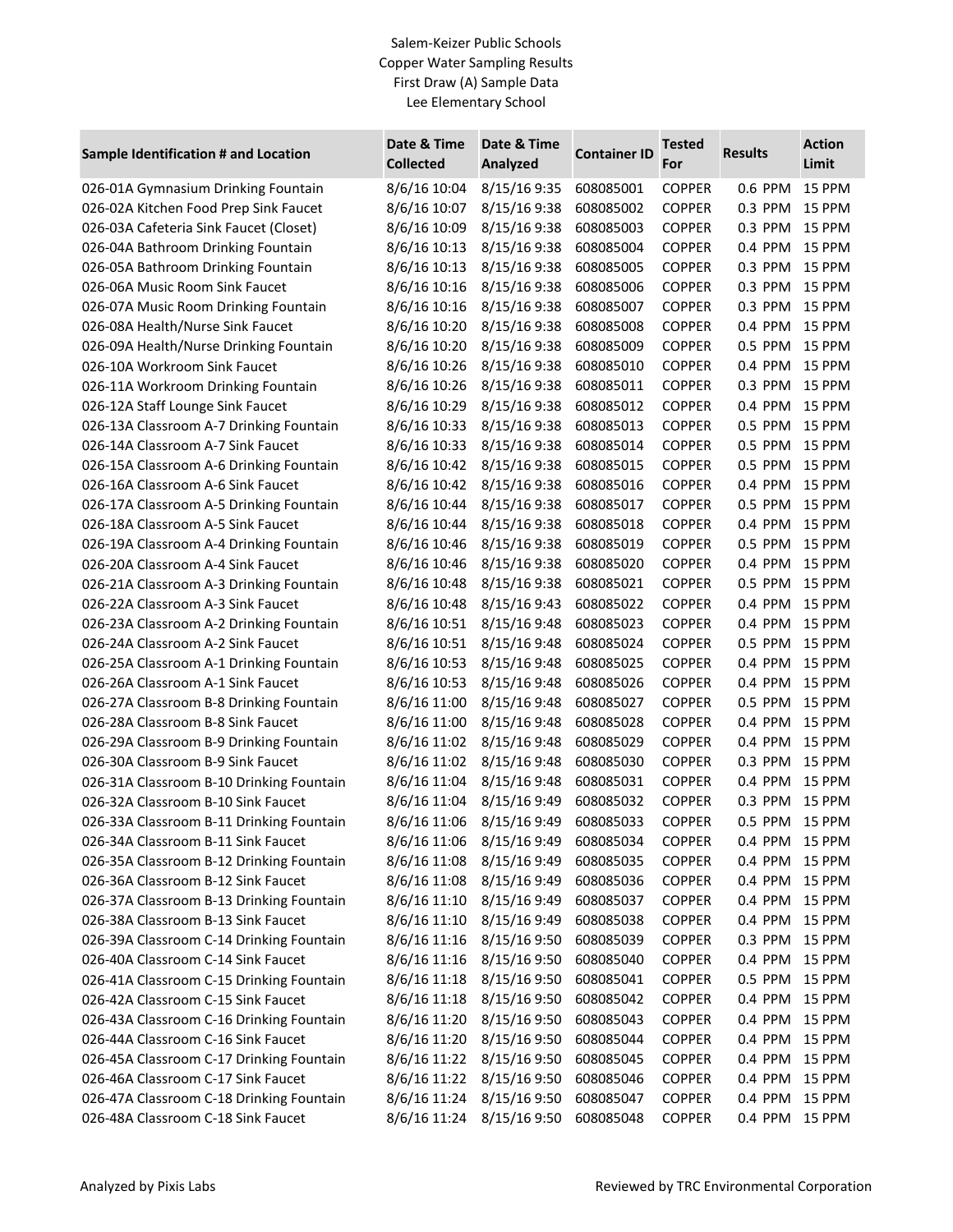Salem-Keizer Public Schools
Copper Water Sampling Results
First Draw (A) Sample Data
Lee Elementary School

| Sample Identification # and Location | Date & Time Collected | Date & Time Analyzed | Container ID | Tested For | Results | Action Limit |
|---|---|---|---|---|---|---|
| 026-01A Gymnasium Drinking Fountain | 8/6/16 10:04 | 8/15/16 9:35 | 608085001 | COPPER | 0.6 PPM | 15 PPM |
| 026-02A Kitchen Food Prep Sink Faucet | 8/6/16 10:07 | 8/15/16 9:38 | 608085002 | COPPER | 0.3 PPM | 15 PPM |
| 026-03A Cafeteria Sink Faucet (Closet) | 8/6/16 10:09 | 8/15/16 9:38 | 608085003 | COPPER | 0.3 PPM | 15 PPM |
| 026-04A Bathroom Drinking Fountain | 8/6/16 10:13 | 8/15/16 9:38 | 608085004 | COPPER | 0.4 PPM | 15 PPM |
| 026-05A Bathroom Drinking Fountain | 8/6/16 10:13 | 8/15/16 9:38 | 608085005 | COPPER | 0.3 PPM | 15 PPM |
| 026-06A Music Room Sink Faucet | 8/6/16 10:16 | 8/15/16 9:38 | 608085006 | COPPER | 0.3 PPM | 15 PPM |
| 026-07A Music Room Drinking Fountain | 8/6/16 10:16 | 8/15/16 9:38 | 608085007 | COPPER | 0.3 PPM | 15 PPM |
| 026-08A Health/Nurse Sink Faucet | 8/6/16 10:20 | 8/15/16 9:38 | 608085008 | COPPER | 0.4 PPM | 15 PPM |
| 026-09A Health/Nurse Drinking Fountain | 8/6/16 10:20 | 8/15/16 9:38 | 608085009 | COPPER | 0.5 PPM | 15 PPM |
| 026-10A Workroom Sink Faucet | 8/6/16 10:26 | 8/15/16 9:38 | 608085010 | COPPER | 0.4 PPM | 15 PPM |
| 026-11A Workroom Drinking Fountain | 8/6/16 10:26 | 8/15/16 9:38 | 608085011 | COPPER | 0.3 PPM | 15 PPM |
| 026-12A Staff Lounge Sink Faucet | 8/6/16 10:29 | 8/15/16 9:38 | 608085012 | COPPER | 0.4 PPM | 15 PPM |
| 026-13A Classroom A-7 Drinking Fountain | 8/6/16 10:33 | 8/15/16 9:38 | 608085013 | COPPER | 0.5 PPM | 15 PPM |
| 026-14A Classroom A-7 Sink Faucet | 8/6/16 10:33 | 8/15/16 9:38 | 608085014 | COPPER | 0.5 PPM | 15 PPM |
| 026-15A Classroom A-6 Drinking Fountain | 8/6/16 10:42 | 8/15/16 9:38 | 608085015 | COPPER | 0.5 PPM | 15 PPM |
| 026-16A Classroom A-6 Sink Faucet | 8/6/16 10:42 | 8/15/16 9:38 | 608085016 | COPPER | 0.4 PPM | 15 PPM |
| 026-17A Classroom A-5 Drinking Fountain | 8/6/16 10:44 | 8/15/16 9:38 | 608085017 | COPPER | 0.5 PPM | 15 PPM |
| 026-18A Classroom A-5 Sink Faucet | 8/6/16 10:44 | 8/15/16 9:38 | 608085018 | COPPER | 0.4 PPM | 15 PPM |
| 026-19A Classroom A-4 Drinking Fountain | 8/6/16 10:46 | 8/15/16 9:38 | 608085019 | COPPER | 0.5 PPM | 15 PPM |
| 026-20A Classroom A-4 Sink Faucet | 8/6/16 10:46 | 8/15/16 9:38 | 608085020 | COPPER | 0.4 PPM | 15 PPM |
| 026-21A Classroom A-3 Drinking Fountain | 8/6/16 10:48 | 8/15/16 9:38 | 608085021 | COPPER | 0.5 PPM | 15 PPM |
| 026-22A Classroom A-3 Sink Faucet | 8/6/16 10:48 | 8/15/16 9:43 | 608085022 | COPPER | 0.4 PPM | 15 PPM |
| 026-23A Classroom A-2 Drinking Fountain | 8/6/16 10:51 | 8/15/16 9:48 | 608085023 | COPPER | 0.4 PPM | 15 PPM |
| 026-24A Classroom A-2 Sink Faucet | 8/6/16 10:51 | 8/15/16 9:48 | 608085024 | COPPER | 0.5 PPM | 15 PPM |
| 026-25A Classroom A-1 Drinking Fountain | 8/6/16 10:53 | 8/15/16 9:48 | 608085025 | COPPER | 0.4 PPM | 15 PPM |
| 026-26A Classroom A-1 Sink Faucet | 8/6/16 10:53 | 8/15/16 9:48 | 608085026 | COPPER | 0.4 PPM | 15 PPM |
| 026-27A Classroom B-8 Drinking Fountain | 8/6/16 11:00 | 8/15/16 9:48 | 608085027 | COPPER | 0.5 PPM | 15 PPM |
| 026-28A Classroom B-8 Sink Faucet | 8/6/16 11:00 | 8/15/16 9:48 | 608085028 | COPPER | 0.4 PPM | 15 PPM |
| 026-29A Classroom B-9 Drinking Fountain | 8/6/16 11:02 | 8/15/16 9:48 | 608085029 | COPPER | 0.4 PPM | 15 PPM |
| 026-30A Classroom B-9 Sink Faucet | 8/6/16 11:02 | 8/15/16 9:48 | 608085030 | COPPER | 0.3 PPM | 15 PPM |
| 026-31A Classroom B-10 Drinking Fountain | 8/6/16 11:04 | 8/15/16 9:48 | 608085031 | COPPER | 0.4 PPM | 15 PPM |
| 026-32A Classroom B-10 Sink Faucet | 8/6/16 11:04 | 8/15/16 9:49 | 608085032 | COPPER | 0.3 PPM | 15 PPM |
| 026-33A Classroom B-11 Drinking Fountain | 8/6/16 11:06 | 8/15/16 9:49 | 608085033 | COPPER | 0.5 PPM | 15 PPM |
| 026-34A Classroom B-11 Sink Faucet | 8/6/16 11:06 | 8/15/16 9:49 | 608085034 | COPPER | 0.4 PPM | 15 PPM |
| 026-35A Classroom B-12 Drinking Fountain | 8/6/16 11:08 | 8/15/16 9:49 | 608085035 | COPPER | 0.4 PPM | 15 PPM |
| 026-36A Classroom B-12 Sink Faucet | 8/6/16 11:08 | 8/15/16 9:49 | 608085036 | COPPER | 0.4 PPM | 15 PPM |
| 026-37A Classroom B-13 Drinking Fountain | 8/6/16 11:10 | 8/15/16 9:49 | 608085037 | COPPER | 0.4 PPM | 15 PPM |
| 026-38A Classroom B-13 Sink Faucet | 8/6/16 11:10 | 8/15/16 9:49 | 608085038 | COPPER | 0.4 PPM | 15 PPM |
| 026-39A Classroom C-14 Drinking Fountain | 8/6/16 11:16 | 8/15/16 9:50 | 608085039 | COPPER | 0.3 PPM | 15 PPM |
| 026-40A Classroom C-14 Sink Faucet | 8/6/16 11:16 | 8/15/16 9:50 | 608085040 | COPPER | 0.4 PPM | 15 PPM |
| 026-41A Classroom C-15 Drinking Fountain | 8/6/16 11:18 | 8/15/16 9:50 | 608085041 | COPPER | 0.5 PPM | 15 PPM |
| 026-42A Classroom C-15 Sink Faucet | 8/6/16 11:18 | 8/15/16 9:50 | 608085042 | COPPER | 0.4 PPM | 15 PPM |
| 026-43A Classroom C-16 Drinking Fountain | 8/6/16 11:20 | 8/15/16 9:50 | 608085043 | COPPER | 0.4 PPM | 15 PPM |
| 026-44A Classroom C-16 Sink Faucet | 8/6/16 11:20 | 8/15/16 9:50 | 608085044 | COPPER | 0.4 PPM | 15 PPM |
| 026-45A Classroom C-17 Drinking Fountain | 8/6/16 11:22 | 8/15/16 9:50 | 608085045 | COPPER | 0.4 PPM | 15 PPM |
| 026-46A Classroom C-17 Sink Faucet | 8/6/16 11:22 | 8/15/16 9:50 | 608085046 | COPPER | 0.4 PPM | 15 PPM |
| 026-47A Classroom C-18 Drinking Fountain | 8/6/16 11:24 | 8/15/16 9:50 | 608085047 | COPPER | 0.4 PPM | 15 PPM |
| 026-48A Classroom C-18 Sink Faucet | 8/6/16 11:24 | 8/15/16 9:50 | 608085048 | COPPER | 0.4 PPM | 15 PPM |

Analyzed by Pixis Labs

Reviewed by TRC Environmental Corporation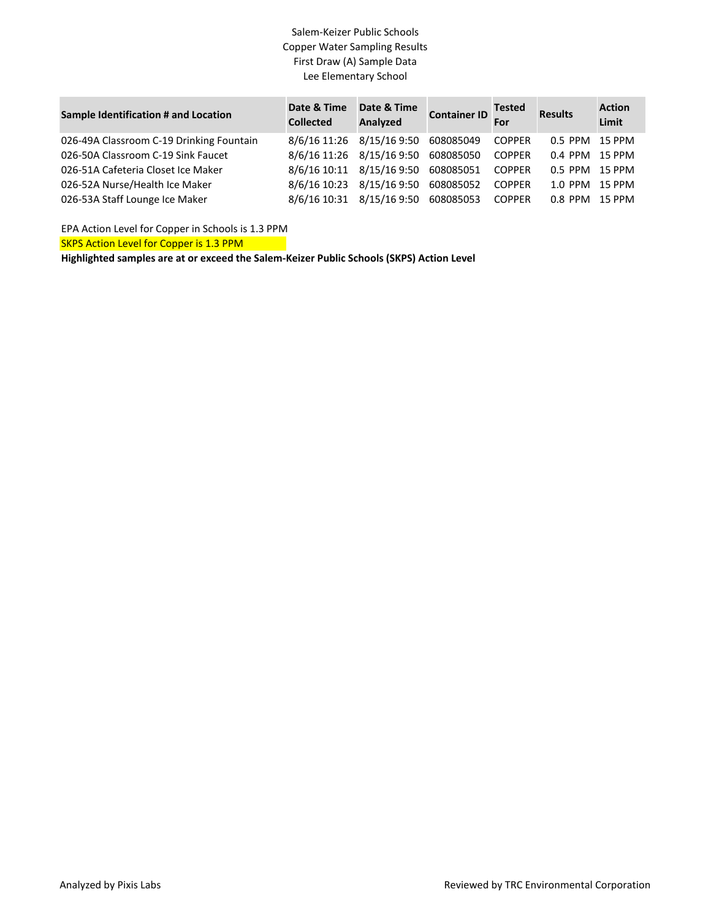Salem-Keizer Public Schools
Copper Water Sampling Results
First Draw (A) Sample Data
Lee Elementary School

| Sample Identification # and Location | Date & Time Collected | Date & Time Analyzed | Container ID | Tested For | Results | Action Limit |
|---|---|---|---|---|---|---|
| 026-49A Classroom C-19 Drinking Fountain | 8/6/16 11:26 | 8/15/16 9:50 | 608085049 | COPPER | 0.5 PPM | 15 PPM |
| 026-50A Classroom C-19 Sink Faucet | 8/6/16 11:26 | 8/15/16 9:50 | 608085050 | COPPER | 0.4 PPM | 15 PPM |
| 026-51A Cafeteria Closet Ice Maker | 8/6/16 10:11 | 8/15/16 9:50 | 608085051 | COPPER | 0.5 PPM | 15 PPM |
| 026-52A Nurse/Health Ice Maker | 8/6/16 10:23 | 8/15/16 9:50 | 608085052 | COPPER | 1.0 PPM | 15 PPM |
| 026-53A Staff Lounge Ice Maker | 8/6/16 10:31 | 8/15/16 9:50 | 608085053 | COPPER | 0.8 PPM | 15 PPM |

EPA Action Level for Copper in Schools is 1.3 PPM

SKPS Action Level for Copper is 1.3 PPM

**Highlighted samples are at or exceed the Salem-Keizer Public Schools (SKPS) Action Level**

Analyzed by Pixis Labs

Reviewed by TRC Environmental Corporation